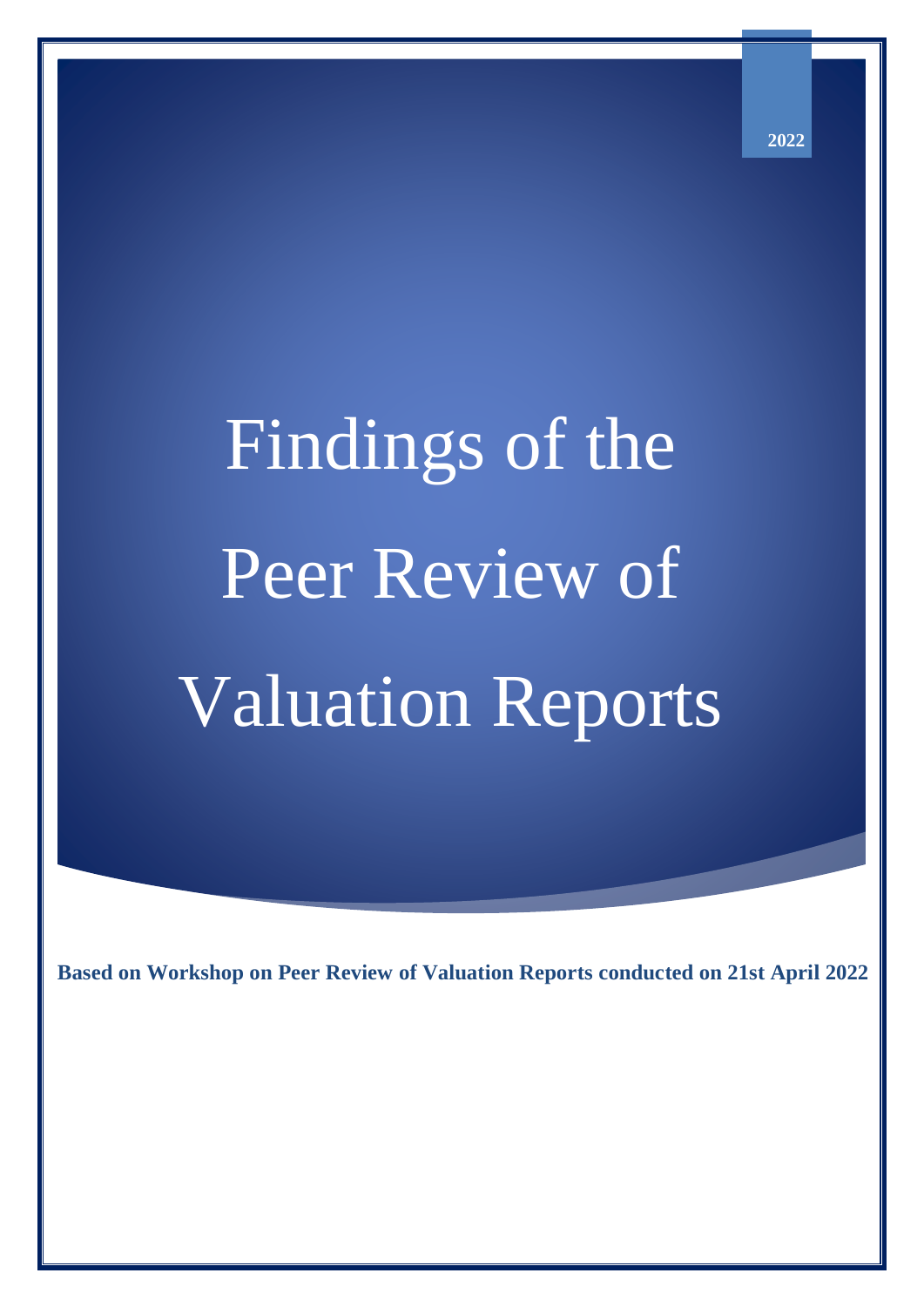2022

# Findings of the Peer Review of Valuation Reports

**Based on Workshop on Peer Review of Valuation Reports conducted on 21st April 2022**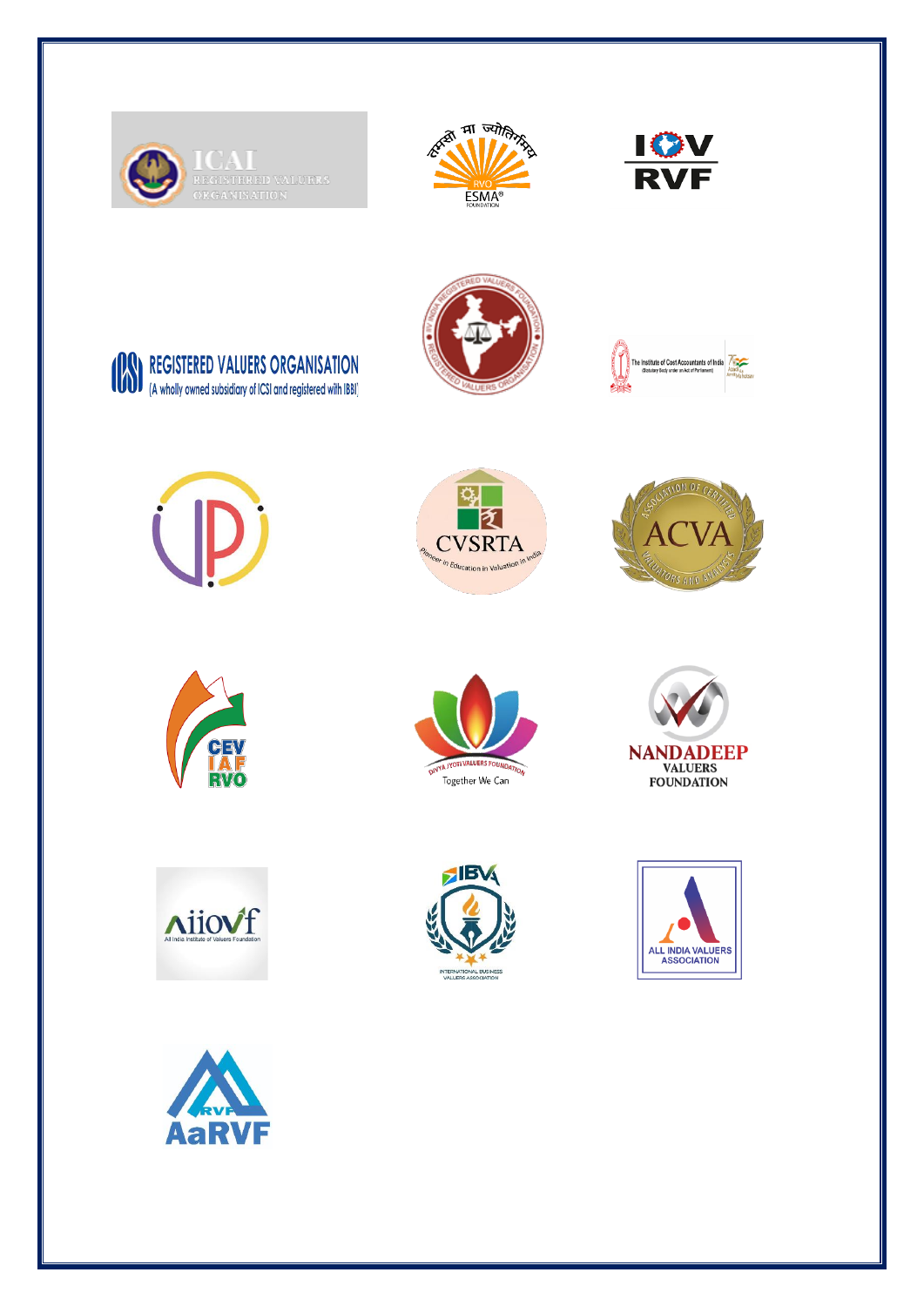ICAI REGISTERED VALUERS ORGANISATION

तमसो मा ज्योतिर्गमय RVO ESMA® FOUNDATION

IOV RVF

ICSI REGISTERED VALUERS ORGANISATION (A wholly owned subsidiary of ICSI and registered with IBBI)

IOV INDIA REGISTERED VALUERS FOUNDATION REGISTERED VALUERS ORGANISATION

The Institute of Cost Accountants of India (Statutory Body under an Act of Parliament)

CVSRTA Pioneer in Education in Valuation in India

ACVA ASSOCIATION OF CERTIFIED VALUATORS AND ANALYSTS

CEV IAF RVO

DIVYA JYOTI VALUERS FOUNDATION Together We Can

NANDADEEP VALUERS FOUNDATION

aiiovf All India Institute of Valuers Foundation

IBVA INTERNATIONAL BUSINESS VALUERS ASSOCIATION

ALL INDIA VALUERS ASSOCIATION

RVF AaRVF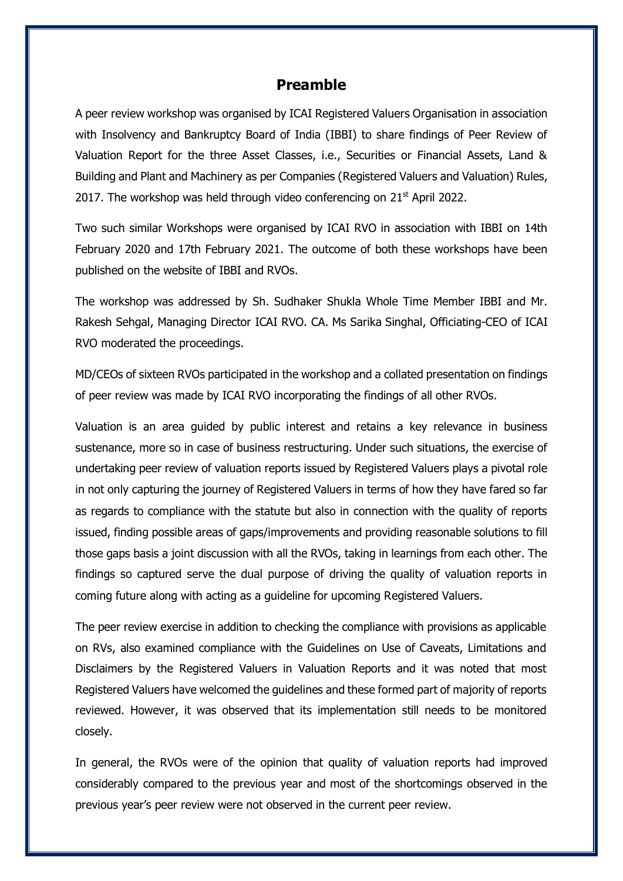# Preamble

A peer review workshop was organised by ICAI Registered Valuers Organisation in association with Insolvency and Bankruptcy Board of India (IBBI) to share findings of Peer Review of Valuation Report for the three Asset Classes, i.e., Securities or Financial Assets, Land & Building and Plant and Machinery as per Companies (Registered Valuers and Valuation) Rules, 2017. The workshop was held through video conferencing on 21st April 2022.

Two such similar Workshops were organised by ICAI RVO in association with IBBI on 14th February 2020 and 17th February 2021. The outcome of both these workshops have been published on the website of IBBI and RVOs.

The workshop was addressed by Sh. Sudhaker Shukla Whole Time Member IBBI and Mr. Rakesh Sehgal, Managing Director ICAI RVO. CA. Ms Sarika Singhal, Officiating-CEO of ICAI RVO moderated the proceedings.

MD/CEOs of sixteen RVOs participated in the workshop and a collated presentation on findings of peer review was made by ICAI RVO incorporating the findings of all other RVOs.

Valuation is an area guided by public interest and retains a key relevance in business sustenance, more so in case of business restructuring. Under such situations, the exercise of undertaking peer review of valuation reports issued by Registered Valuers plays a pivotal role in not only capturing the journey of Registered Valuers in terms of how they have fared so far as regards to compliance with the statute but also in connection with the quality of reports issued, finding possible areas of gaps/improvements and providing reasonable solutions to fill those gaps basis a joint discussion with all the RVOs, taking in learnings from each other. The findings so captured serve the dual purpose of driving the quality of valuation reports in coming future along with acting as a guideline for upcoming Registered Valuers.

The peer review exercise in addition to checking the compliance with provisions as applicable on RVs, also examined compliance with the Guidelines on Use of Caveats, Limitations and Disclaimers by the Registered Valuers in Valuation Reports and it was noted that most Registered Valuers have welcomed the guidelines and these formed part of majority of reports reviewed. However, it was observed that its implementation still needs to be monitored closely.

In general, the RVOs were of the opinion that quality of valuation reports had improved considerably compared to the previous year and most of the shortcomings observed in the previous year's peer review were not observed in the current peer review.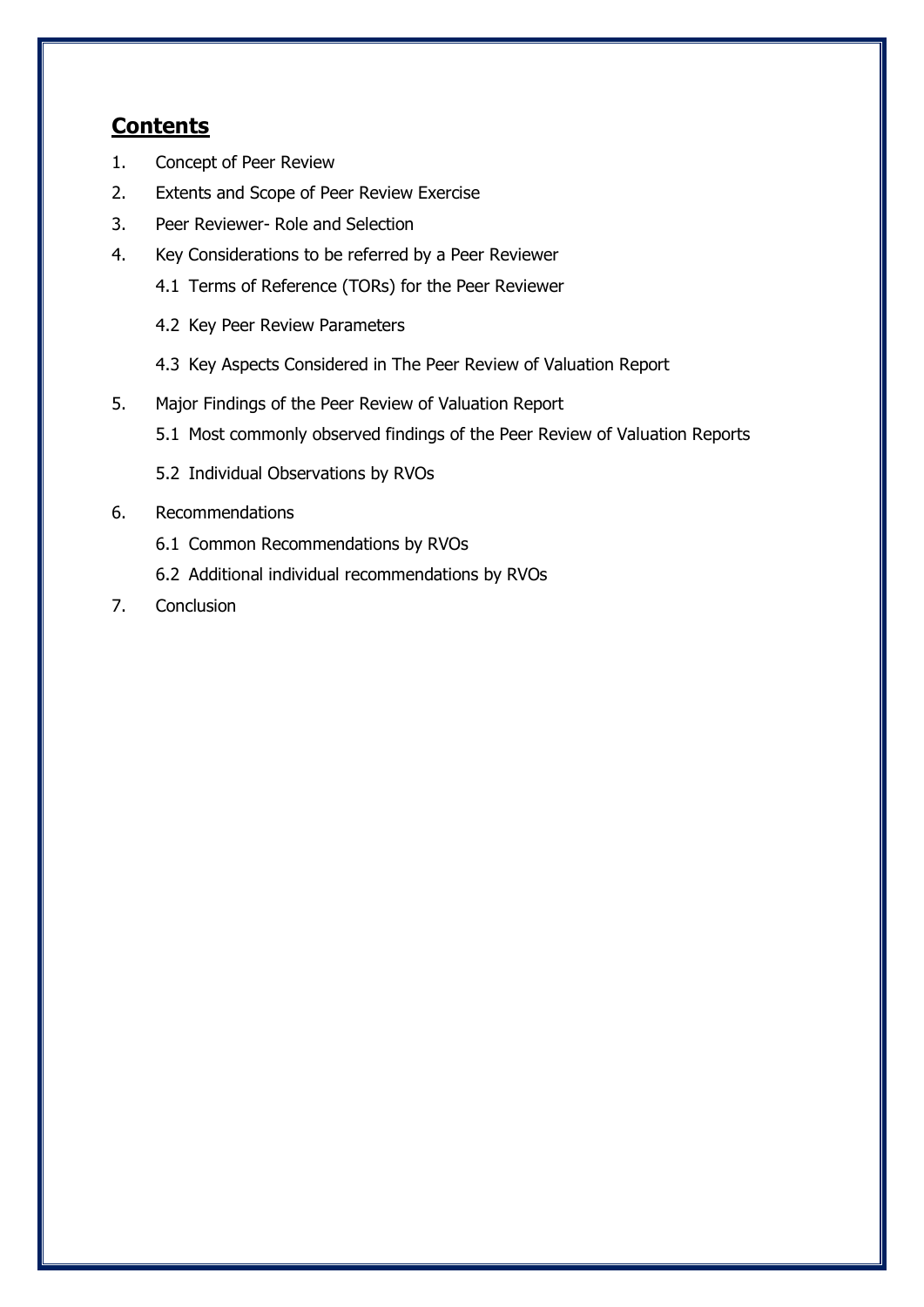## **Contents**

1. Concept of Peer Review
2. Extents and Scope of Peer Review Exercise
3. Peer Reviewer- Role and Selection
4. Key Considerations to be referred by a Peer Reviewer
   - 4.1 Terms of Reference (TORs) for the Peer Reviewer
   - 4.2 Key Peer Review Parameters
   - 4.3 Key Aspects Considered in The Peer Review of Valuation Report
5. Major Findings of the Peer Review of Valuation Report
   - 5.1 Most commonly observed findings of the Peer Review of Valuation Reports
   - 5.2 Individual Observations by RVOs
6. Recommendations
   - 6.1 Common Recommendations by RVOs
   - 6.2 Additional individual recommendations by RVOs
7. Conclusion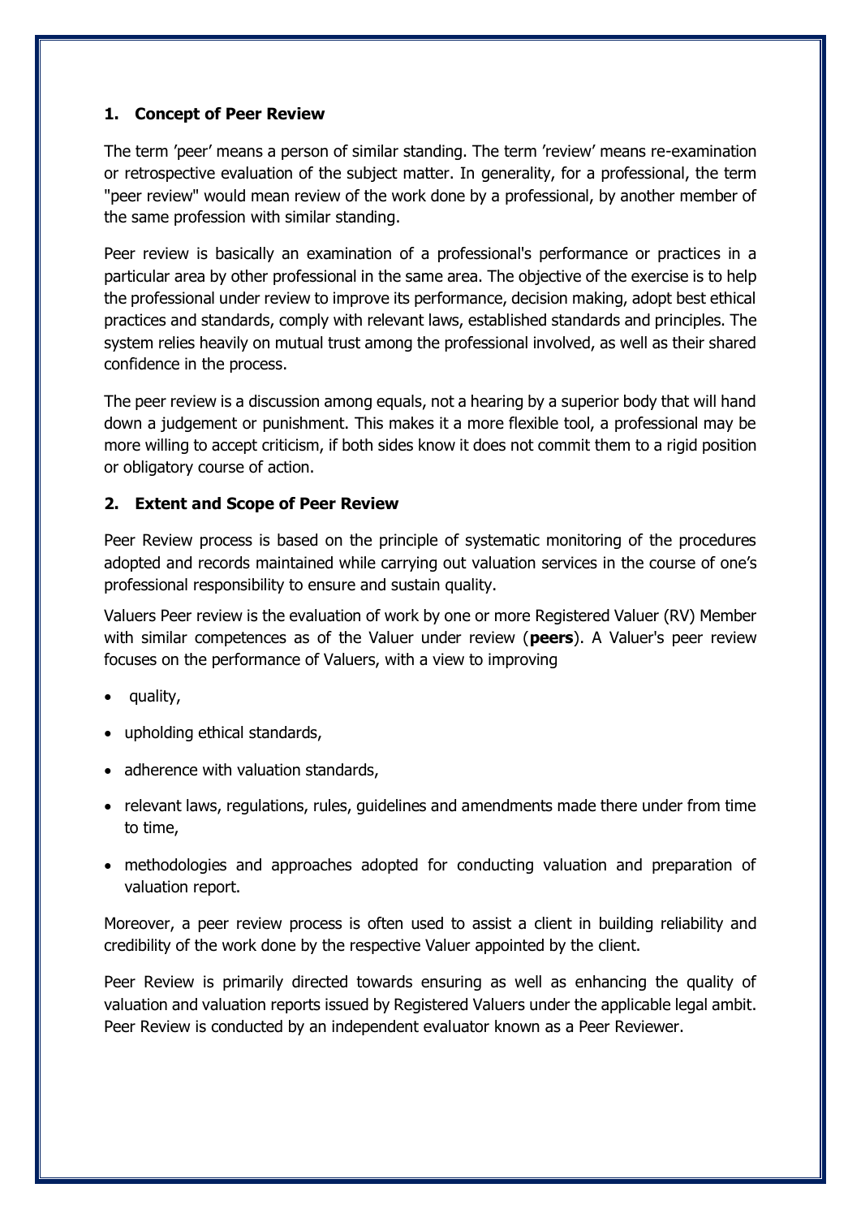## 1. Concept of Peer Review

The term 'peer' means a person of similar standing. The term 'review' means re-examination or retrospective evaluation of the subject matter. In generality, for a professional, the term "peer review" would mean review of the work done by a professional, by another member of the same profession with similar standing.

Peer review is basically an examination of a professional's performance or practices in a particular area by other professional in the same area. The objective of the exercise is to help the professional under review to improve its performance, decision making, adopt best ethical practices and standards, comply with relevant laws, established standards and principles. The system relies heavily on mutual trust among the professional involved, as well as their shared confidence in the process.

The peer review is a discussion among equals, not a hearing by a superior body that will hand down a judgement or punishment. This makes it a more flexible tool, a professional may be more willing to accept criticism, if both sides know it does not commit them to a rigid position or obligatory course of action.

## 2. Extent and Scope of Peer Review

Peer Review process is based on the principle of systematic monitoring of the procedures adopted and records maintained while carrying out valuation services in the course of one's professional responsibility to ensure and sustain quality.

Valuers Peer review is the evaluation of work by one or more Registered Valuer (RV) Member with similar competences as of the Valuer under review (**peers**). A Valuer's peer review focuses on the performance of Valuers, with a view to improving

- quality,
- upholding ethical standards,
- adherence with valuation standards,
- relevant laws, regulations, rules, guidelines and amendments made there under from time to time,
- methodologies and approaches adopted for conducting valuation and preparation of valuation report.

Moreover, a peer review process is often used to assist a client in building reliability and credibility of the work done by the respective Valuer appointed by the client.

Peer Review is primarily directed towards ensuring as well as enhancing the quality of valuation and valuation reports issued by Registered Valuers under the applicable legal ambit. Peer Review is conducted by an independent evaluator known as a Peer Reviewer.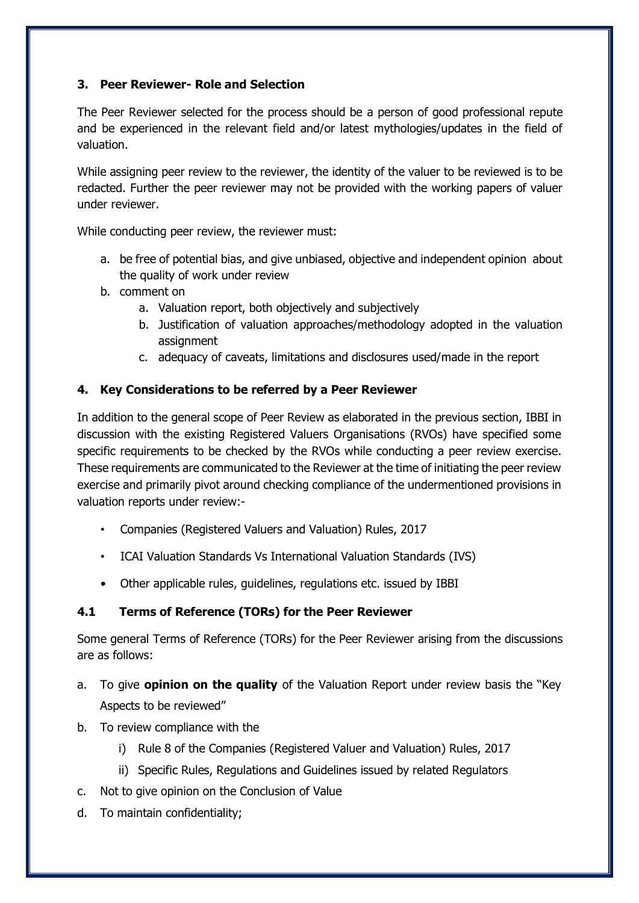### 3. Peer Reviewer- Role and Selection

The Peer Reviewer selected for the process should be a person of good professional repute and be experienced in the relevant field and/or latest mythologies/updates in the field of valuation.

While assigning peer review to the reviewer, the identity of the valuer to be reviewed is to be redacted. Further the peer reviewer may not be provided with the working papers of valuer under reviewer.

While conducting peer review, the reviewer must:

a. be free of potential bias, and give unbiased, objective and independent opinion about the quality of work under review
b. comment on
    a. Valuation report, both objectively and subjectively
    b. Justification of valuation approaches/methodology adopted in the valuation assignment
    c. adequacy of caveats, limitations and disclosures used/made in the report

### 4. Key Considerations to be referred by a Peer Reviewer

In addition to the general scope of Peer Review as elaborated in the previous section, IBBI in discussion with the existing Registered Valuers Organisations (RVOs) have specified some specific requirements to be checked by the RVOs while conducting a peer review exercise. These requirements are communicated to the Reviewer at the time of initiating the peer review exercise and primarily pivot around checking compliance of the undermentioned provisions in valuation reports under review:-

- Companies (Registered Valuers and Valuation) Rules, 2017
- ICAI Valuation Standards Vs International Valuation Standards (IVS)
- Other applicable rules, guidelines, regulations etc. issued by IBBI

### 4.1 Terms of Reference (TORs) for the Peer Reviewer

Some general Terms of Reference (TORs) for the Peer Reviewer arising from the discussions are as follows:

a. To give **opinion on the quality** of the Valuation Report under review basis the "Key Aspects to be reviewed"
b. To review compliance with the
    i) Rule 8 of the Companies (Registered Valuer and Valuation) Rules, 2017
    ii) Specific Rules, Regulations and Guidelines issued by related Regulators
c. Not to give opinion on the Conclusion of Value
d. To maintain confidentiality;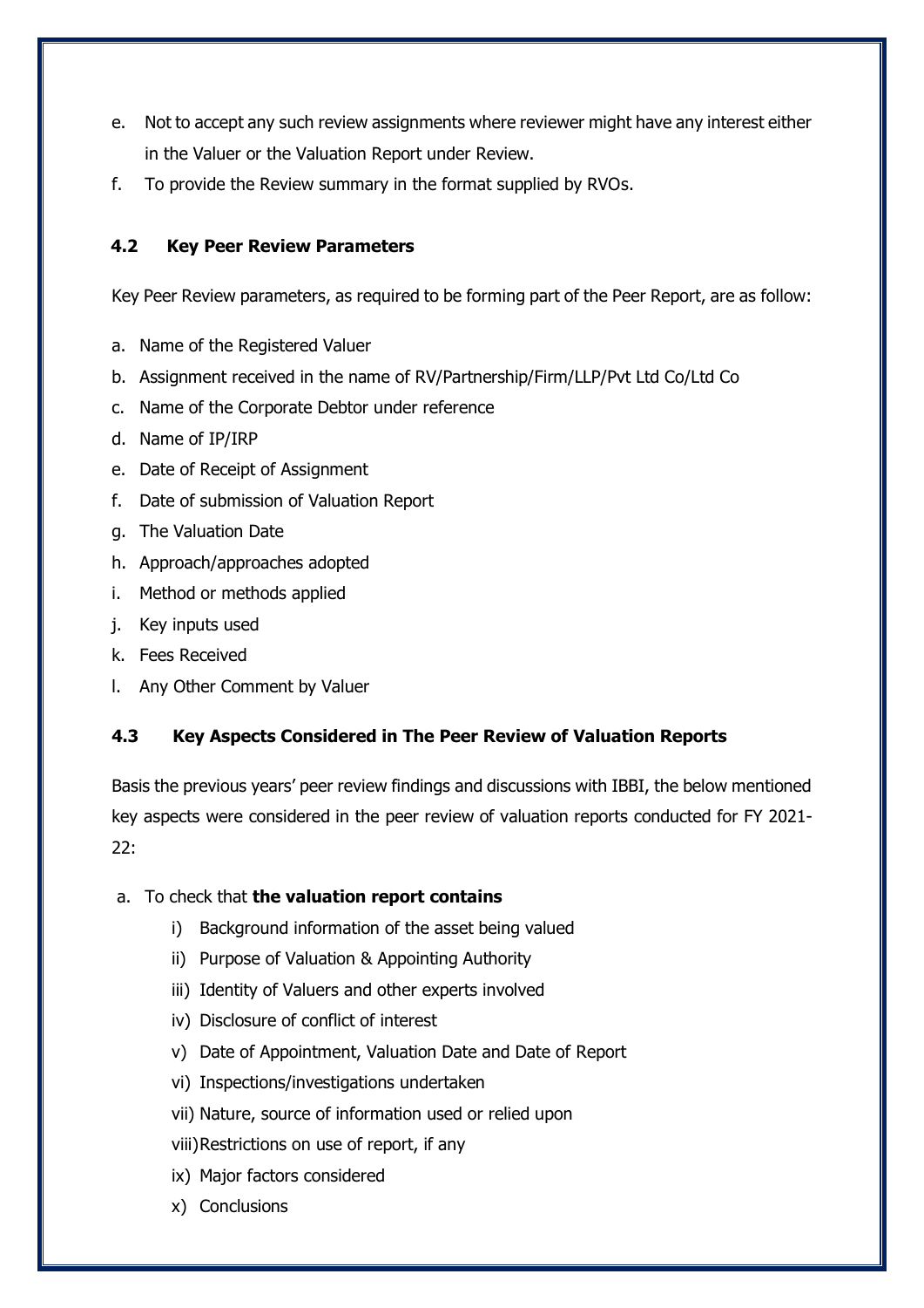e. Not to accept any such review assignments where reviewer might have any interest either in the Valuer or the Valuation Report under Review.
f. To provide the Review summary in the format supplied by RVOs.

### 4.2 Key Peer Review Parameters

Key Peer Review parameters, as required to be forming part of the Peer Report, are as follow:

a. Name of the Registered Valuer
b. Assignment received in the name of RV/Partnership/Firm/LLP/Pvt Ltd Co/Ltd Co
c. Name of the Corporate Debtor under reference
d. Name of IP/IRP
e. Date of Receipt of Assignment
f. Date of submission of Valuation Report
g. The Valuation Date
h. Approach/approaches adopted
i. Method or methods applied
j. Key inputs used
k. Fees Received
l. Any Other Comment by Valuer

### 4.3 Key Aspects Considered in The Peer Review of Valuation Reports

Basis the previous years' peer review findings and discussions with IBBI, the below mentioned key aspects were considered in the peer review of valuation reports conducted for FY 2021-22:

a. To check that **the valuation report contains**
   i) Background information of the asset being valued
   ii) Purpose of Valuation & Appointing Authority
   iii) Identity of Valuers and other experts involved
   iv) Disclosure of conflict of interest
   v) Date of Appointment, Valuation Date and Date of Report
   vi) Inspections/investigations undertaken
   vii) Nature, source of information used or relied upon
   viii) Restrictions on use of report, if any
   ix) Major factors considered
   x) Conclusions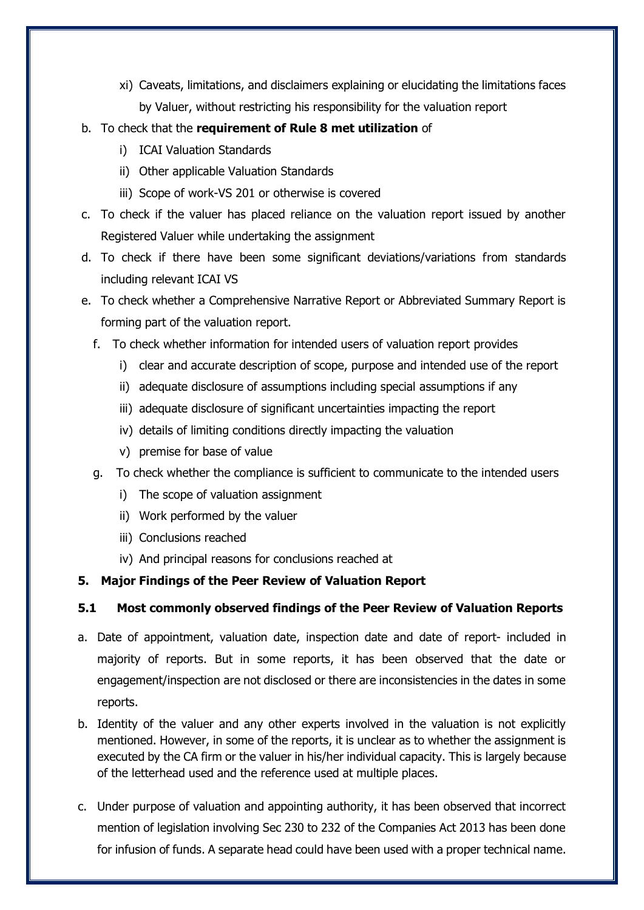- xi) Caveats, limitations, and disclaimers explaining or elucidating the limitations faces by Valuer, without restricting his responsibility for the valuation report

b. To check that the **requirement of Rule 8 met utilization** of
   - i) ICAI Valuation Standards
   - ii) Other applicable Valuation Standards
   - iii) Scope of work-VS 201 or otherwise is covered

c. To check if the valuer has placed reliance on the valuation report issued by another Registered Valuer while undertaking the assignment

d. To check if there have been some significant deviations/variations from standards including relevant ICAI VS

e. To check whether a Comprehensive Narrative Report or Abbreviated Summary Report is forming part of the valuation report.

f. To check whether information for intended users of valuation report provides
   - i) clear and accurate description of scope, purpose and intended use of the report
   - ii) adequate disclosure of assumptions including special assumptions if any
   - iii) adequate disclosure of significant uncertainties impacting the report
   - iv) details of limiting conditions directly impacting the valuation
   - v) premise for base of value

g. To check whether the compliance is sufficient to communicate to the intended users
   - i) The scope of valuation assignment
   - ii) Work performed by the valuer
   - iii) Conclusions reached
   - iv) And principal reasons for conclusions reached at

## 5. Major Findings of the Peer Review of Valuation Report

### 5.1 Most commonly observed findings of the Peer Review of Valuation Reports

a. Date of appointment, valuation date, inspection date and date of report- included in majority of reports. But in some reports, it has been observed that the date or engagement/inspection are not disclosed or there are inconsistencies in the dates in some reports.

b. Identity of the valuer and any other experts involved in the valuation is not explicitly mentioned. However, in some of the reports, it is unclear as to whether the assignment is executed by the CA firm or the valuer in his/her individual capacity. This is largely because of the letterhead used and the reference used at multiple places.

c. Under purpose of valuation and appointing authority, it has been observed that incorrect mention of legislation involving Sec 230 to 232 of the Companies Act 2013 has been done for infusion of funds. A separate head could have been used with a proper technical name.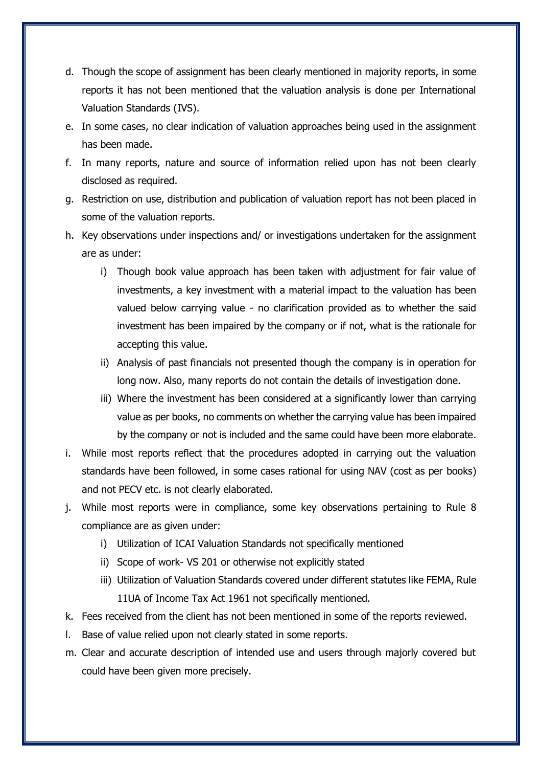d. Though the scope of assignment has been clearly mentioned in majority reports, in some reports it has not been mentioned that the valuation analysis is done per International Valuation Standards (IVS).

e. In some cases, no clear indication of valuation approaches being used in the assignment has been made.

f. In many reports, nature and source of information relied upon has not been clearly disclosed as required.

g. Restriction on use, distribution and publication of valuation report has not been placed in some of the valuation reports.

h. Key observations under inspections and/ or investigations undertaken for the assignment are as under:

   i) Though book value approach has been taken with adjustment for fair value of investments, a key investment with a material impact to the valuation has been valued below carrying value - no clarification provided as to whether the said investment has been impaired by the company or if not, what is the rationale for accepting this value.

   ii) Analysis of past financials not presented though the company is in operation for long now. Also, many reports do not contain the details of investigation done.

   iii) Where the investment has been considered at a significantly lower than carrying value as per books, no comments on whether the carrying value has been impaired by the company or not is included and the same could have been more elaborate.

i. While most reports reflect that the procedures adopted in carrying out the valuation standards have been followed, in some cases rational for using NAV (cost as per books) and not PECV etc. is not clearly elaborated.

j. While most reports were in compliance, some key observations pertaining to Rule 8 compliance are as given under:

   i) Utilization of ICAI Valuation Standards not specifically mentioned

   ii) Scope of work- VS 201 or otherwise not explicitly stated

   iii) Utilization of Valuation Standards covered under different statutes like FEMA, Rule 11UA of Income Tax Act 1961 not specifically mentioned.

k. Fees received from the client has not been mentioned in some of the reports reviewed.

l. Base of value relied upon not clearly stated in some reports.

m. Clear and accurate description of intended use and users through majorly covered but could have been given more precisely.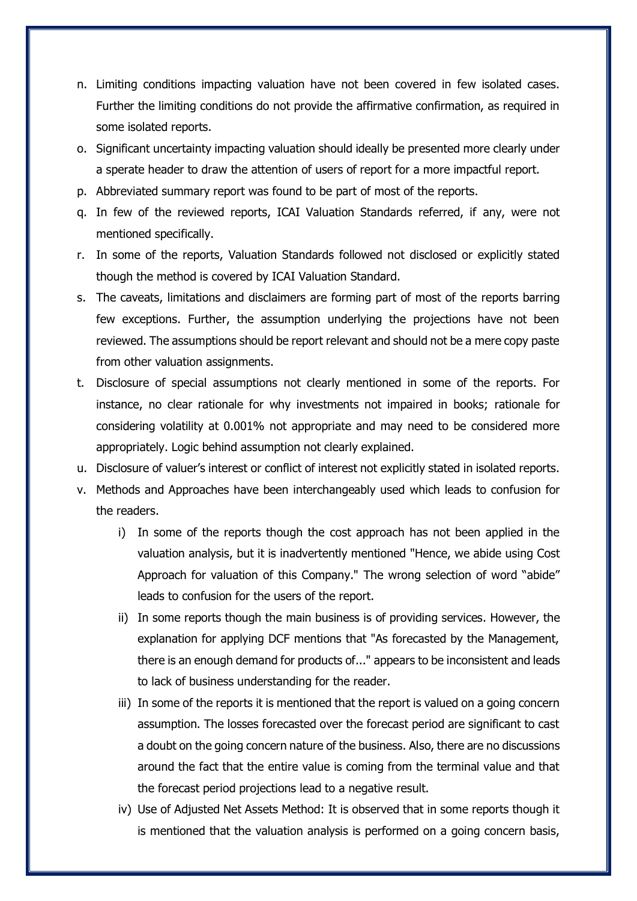n. Limiting conditions impacting valuation have not been covered in few isolated cases. Further the limiting conditions do not provide the affirmative confirmation, as required in some isolated reports.

o. Significant uncertainty impacting valuation should ideally be presented more clearly under a sperate header to draw the attention of users of report for a more impactful report.

p. Abbreviated summary report was found to be part of most of the reports.

q. In few of the reviewed reports, ICAI Valuation Standards referred, if any, were not mentioned specifically.

r. In some of the reports, Valuation Standards followed not disclosed or explicitly stated though the method is covered by ICAI Valuation Standard.

s. The caveats, limitations and disclaimers are forming part of most of the reports barring few exceptions. Further, the assumption underlying the projections have not been reviewed. The assumptions should be report relevant and should not be a mere copy paste from other valuation assignments.

t. Disclosure of special assumptions not clearly mentioned in some of the reports. For instance, no clear rationale for why investments not impaired in books; rationale for considering volatility at 0.001% not appropriate and may need to be considered more appropriately. Logic behind assumption not clearly explained.

u. Disclosure of valuer's interest or conflict of interest not explicitly stated in isolated reports.

v. Methods and Approaches have been interchangeably used which leads to confusion for the readers.

   i) In some of the reports though the cost approach has not been applied in the valuation analysis, but it is inadvertently mentioned "Hence, we abide using Cost Approach for valuation of this Company." The wrong selection of word "abide" leads to confusion for the users of the report.

   ii) In some reports though the main business is of providing services. However, the explanation for applying DCF mentions that "As forecasted by the Management, there is an enough demand for products of..." appears to be inconsistent and leads to lack of business understanding for the reader.

   iii) In some of the reports it is mentioned that the report is valued on a going concern assumption. The losses forecasted over the forecast period are significant to cast a doubt on the going concern nature of the business. Also, there are no discussions around the fact that the entire value is coming from the terminal value and that the forecast period projections lead to a negative result.

   iv) Use of Adjusted Net Assets Method: It is observed that in some reports though it is mentioned that the valuation analysis is performed on a going concern basis,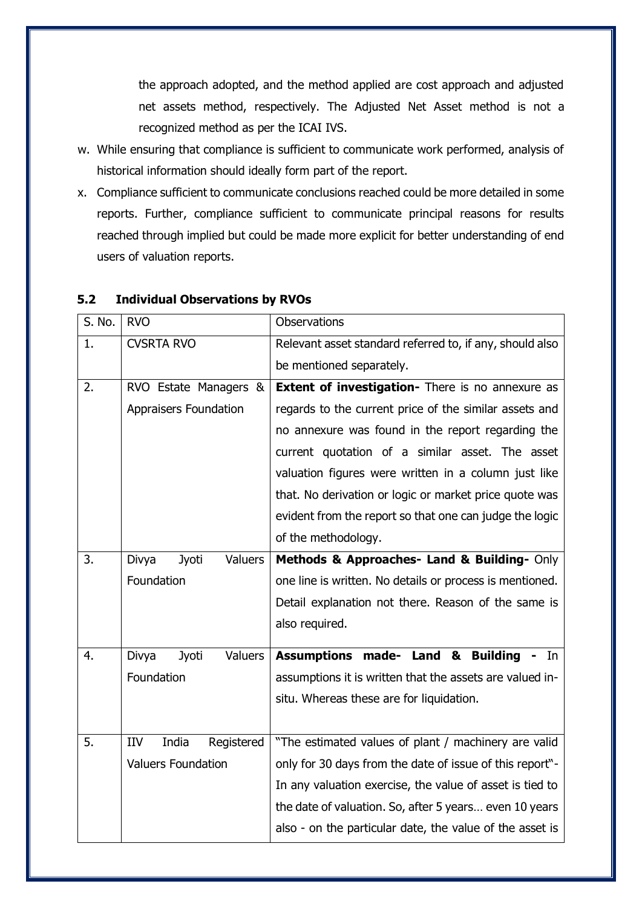the approach adopted, and the method applied are cost approach and adjusted net assets method, respectively. The Adjusted Net Asset method is not a recognized method as per the ICAI IVS.

w. While ensuring that compliance is sufficient to communicate work performed, analysis of historical information should ideally form part of the report.

x. Compliance sufficient to communicate conclusions reached could be more detailed in some reports. Further, compliance sufficient to communicate principal reasons for results reached through implied but could be made more explicit for better understanding of end users of valuation reports.

### 5.2 Individual Observations by RVOs

| S. No. | RVO | Observations |
|---|---|---|
| 1. | CVSRTA RVO | Relevant asset standard referred to, if any, should also be mentioned separately. |
| 2. | RVO Estate Managers & Appraisers Foundation | **Extent of investigation-** There is no annexure as regards to the current price of the similar assets and no annexure was found in the report regarding the current quotation of a similar asset. The asset valuation figures were written in a column just like that. No derivation or logic or market price quote was evident from the report so that one can judge the logic of the methodology. |
| 3. | Divya Jyoti Valuers Foundation | **Methods & Approaches- Land & Building-** Only one line is written. No details or process is mentioned. Detail explanation not there. Reason of the same is also required. |
| 4. | Divya Jyoti Valuers Foundation | **Assumptions made- Land & Building -** In assumptions it is written that the assets are valued in-situ. Whereas these are for liquidation. |
| 5. | IIV India Registered Valuers Foundation | "The estimated values of plant / machinery are valid only for 30 days from the date of issue of this report"- In any valuation exercise, the value of asset is tied to the date of valuation. So, after 5 years… even 10 years also - on the particular date, the value of the asset is |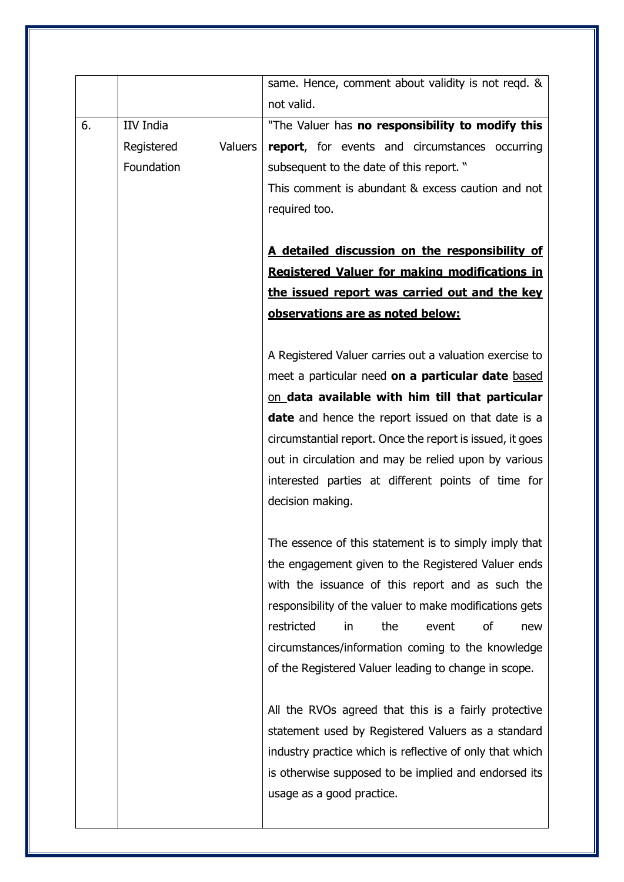|  |  | same. Hence, comment about validity is not reqd. & not valid. |
|---|---|---|
| 6. | IIV India Registered Valuers Foundation | "The Valuer has **no responsibility to modify this report**, for events and circumstances occurring subsequent to the date of this report. "<br>This comment is abundant & excess caution and not required too.<br><br>**A detailed discussion on the responsibility of Registered Valuer for making modifications in the issued report was carried out and the key observations are as noted below:**<br><br>A Registered Valuer carries out a valuation exercise to meet a particular need **on a particular date** based on **data available with him till that particular date** and hence the report issued on that date is a circumstantial report. Once the report is issued, it goes out in circulation and may be relied upon by various interested parties at different points of time for decision making.<br><br>The essence of this statement is to simply imply that the engagement given to the Registered Valuer ends with the issuance of this report and as such the responsibility of the valuer to make modifications gets restricted in the event of new circumstances/information coming to the knowledge of the Registered Valuer leading to change in scope.<br><br>All the RVOs agreed that this is a fairly protective statement used by Registered Valuers as a standard industry practice which is reflective of only that which is otherwise supposed to be implied and endorsed its usage as a good practice. |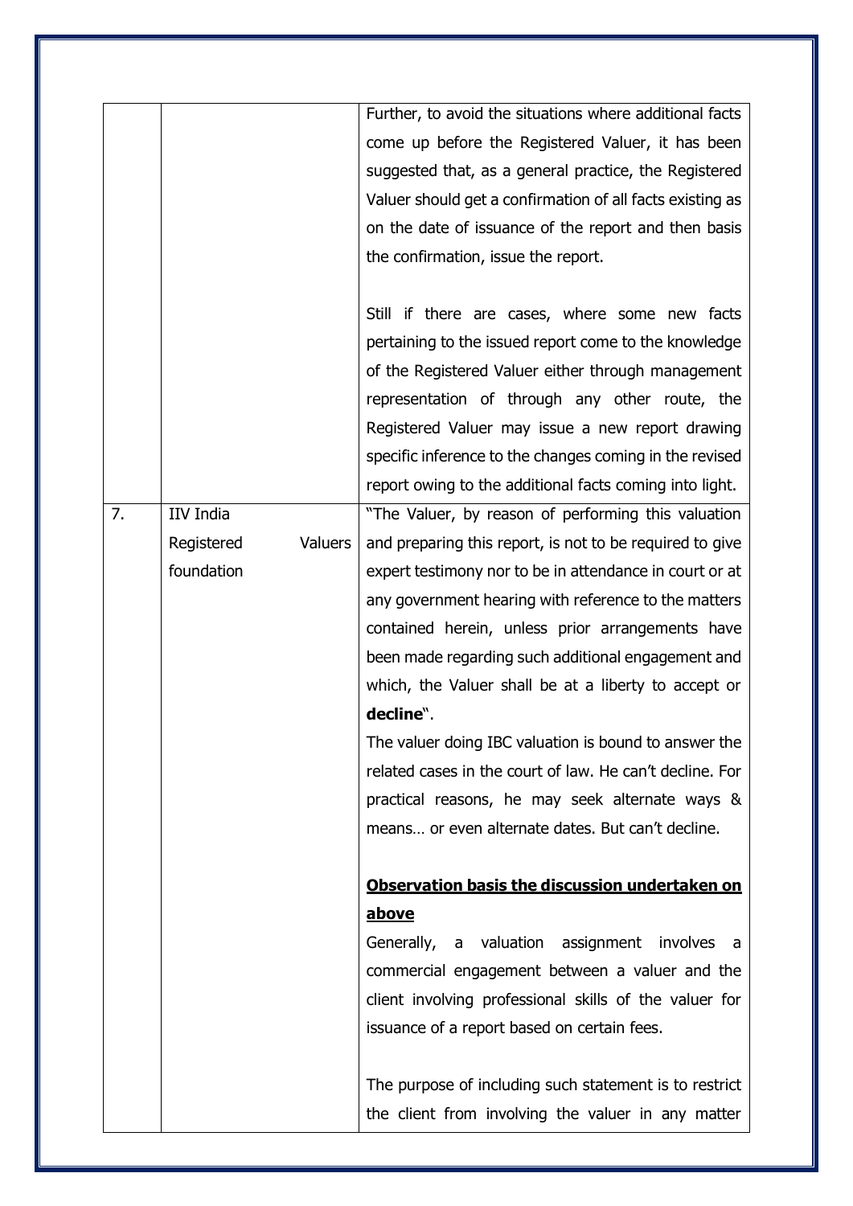|  |  |  |
|---|---|---|
|  |  | Further, to avoid the situations where additional facts come up before the Registered Valuer, it has been suggested that, as a general practice, the Registered Valuer should get a confirmation of all facts existing as on the date of issuance of the report and then basis the confirmation, issue the report.<br><br>Still if there are cases, where some new facts pertaining to the issued report come to the knowledge of the Registered Valuer either through management representation of through any other route, the Registered Valuer may issue a new report drawing specific inference to the changes coming in the revised report owing to the additional facts coming into light. |
| 7. | IIV India Registered Valuers foundation | "The Valuer, by reason of performing this valuation and preparing this report, is not to be required to give expert testimony nor to be in attendance in court or at any government hearing with reference to the matters contained herein, unless prior arrangements have been made regarding such additional engagement and which, the Valuer shall be at a liberty to accept or **decline**".<br>The valuer doing IBC valuation is bound to answer the related cases in the court of law. He can't decline. For practical reasons, he may seek alternate ways & means… or even alternate dates. But can't decline.<br><br>**<u>Observation basis the discussion undertaken on above</u>**<br>Generally, a valuation assignment involves a commercial engagement between a valuer and the client involving professional skills of the valuer for issuance of a report based on certain fees.<br><br>The purpose of including such statement is to restrict the client from involving the valuer in any matter |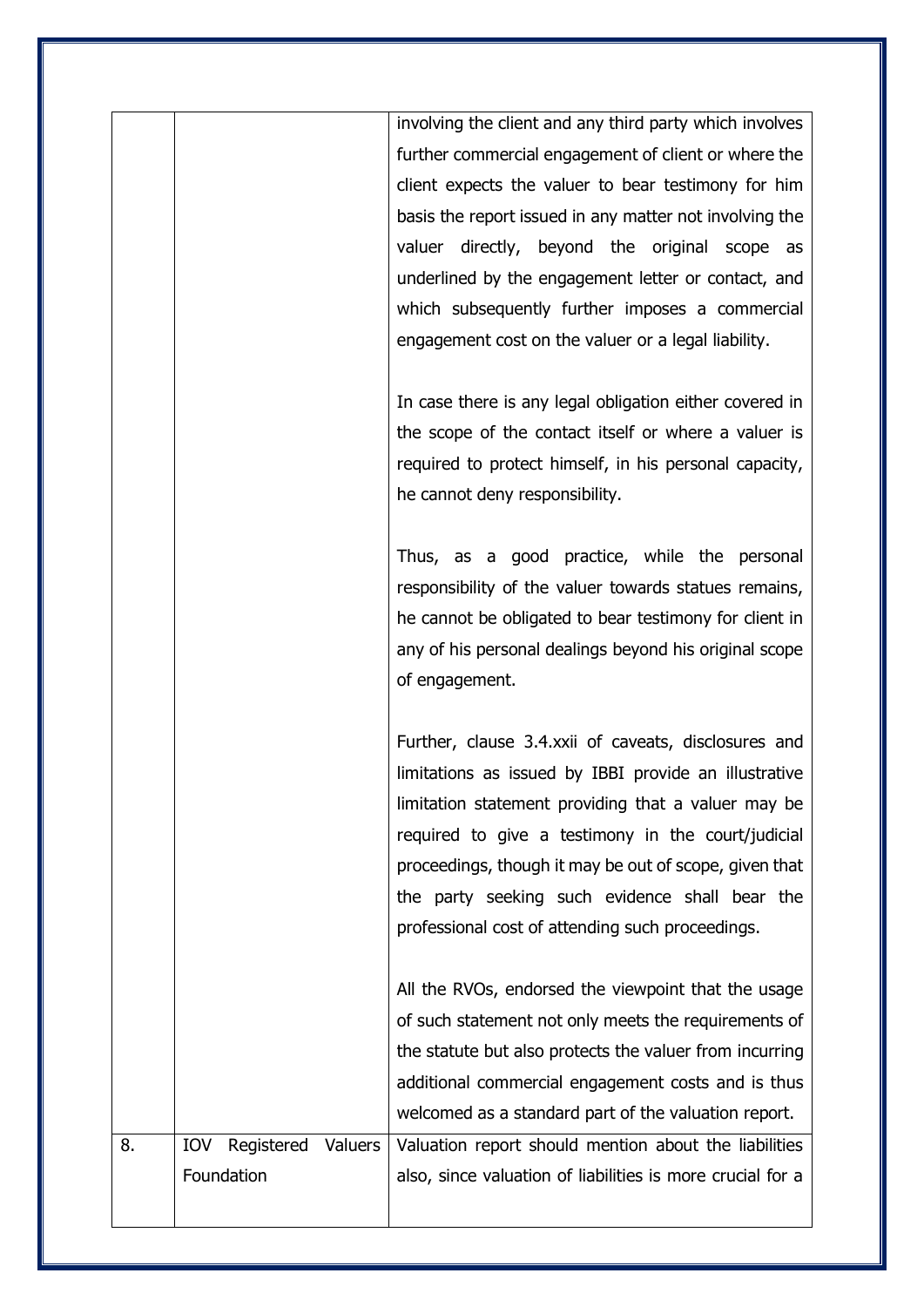| | | |
|---|---|---|
| | | involving the client and any third party which involves further commercial engagement of client or where the client expects the valuer to bear testimony for him basis the report issued in any matter not involving the valuer directly, beyond the original scope as underlined by the engagement letter or contact, and which subsequently further imposes a commercial engagement cost on the valuer or a legal liability.<br><br>In case there is any legal obligation either covered in the scope of the contact itself or where a valuer is required to protect himself, in his personal capacity, he cannot deny responsibility.<br><br>Thus, as a good practice, while the personal responsibility of the valuer towards statues remains, he cannot be obligated to bear testimony for client in any of his personal dealings beyond his original scope of engagement.<br><br>Further, clause 3.4.xxii of caveats, disclosures and limitations as issued by IBBI provide an illustrative limitation statement providing that a valuer may be required to give a testimony in the court/judicial proceedings, though it may be out of scope, given that the party seeking such evidence shall bear the professional cost of attending such proceedings.<br><br>All the RVOs, endorsed the viewpoint that the usage of such statement not only meets the requirements of the statute but also protects the valuer from incurring additional commercial engagement costs and is thus welcomed as a standard part of the valuation report. |
| 8. | IOV Registered Valuers Foundation | Valuation report should mention about the liabilities also, since valuation of liabilities is more crucial for a |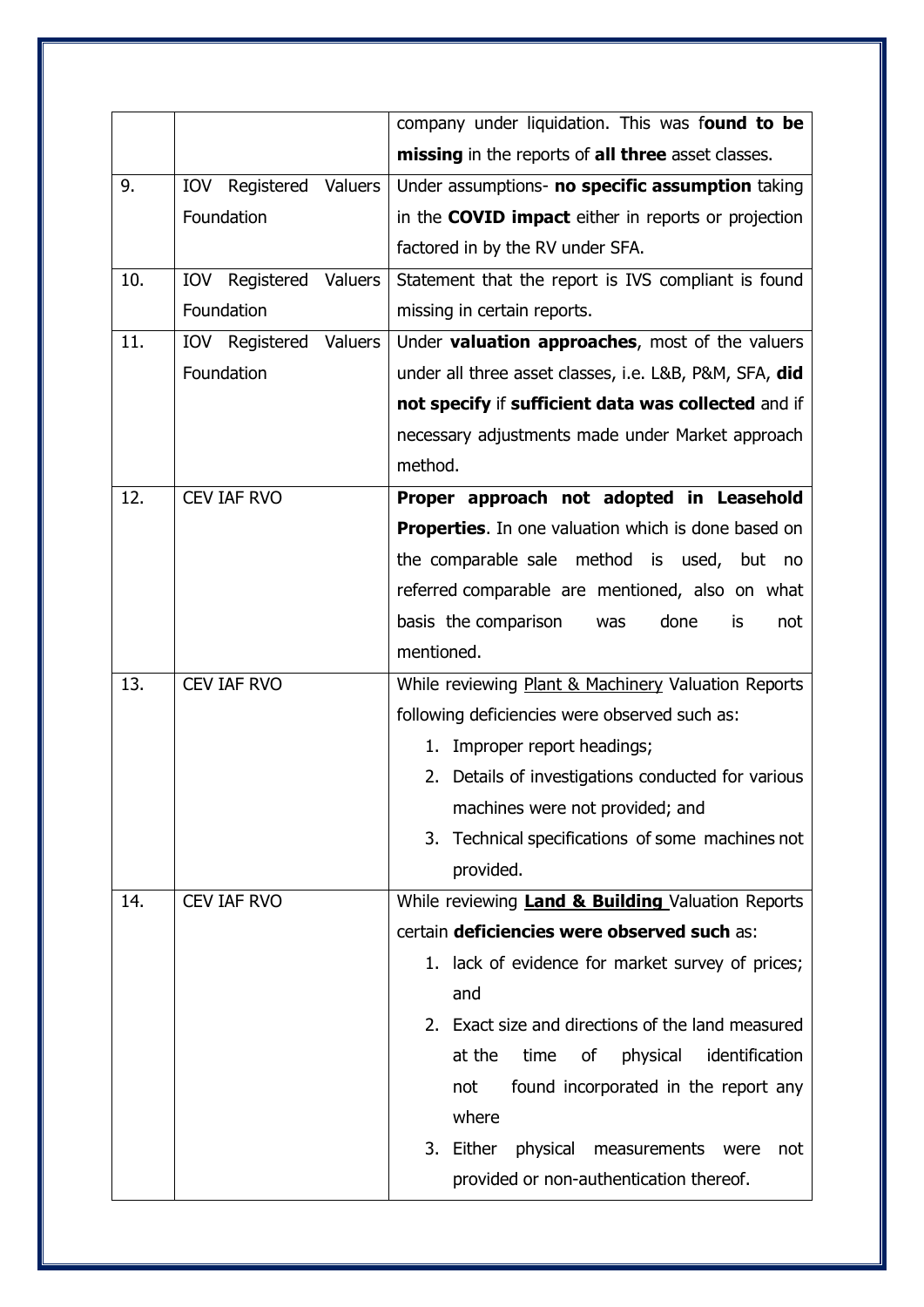| | | |
|---|---|---|
| | | company under liquidation. This was f**ound to be missing** in the reports of **all three** asset classes. |
| 9. | IOV Registered Valuers Foundation | Under assumptions- **no specific assumption** taking in the **COVID impact** either in reports or projection factored in by the RV under SFA. |
| 10. | IOV Registered Valuers Foundation | Statement that the report is IVS compliant is found missing in certain reports. |
| 11. | IOV Registered Valuers Foundation | Under **valuation approaches**, most of the valuers under all three asset classes, i.e. L&B, P&M, SFA, **did not specify** if **sufficient data was collected** and if necessary adjustments made under Market approach method. |
| 12. | CEV IAF RVO | **Proper approach not adopted in Leasehold Properties**. In one valuation which is done based on the comparable sale method is used, but no referred comparable are mentioned, also on what basis the comparison was done is not mentioned. |
| 13. | CEV IAF RVO | While reviewing Plant & Machinery Valuation Reports following deficiencies were observed such as:<br>1. Improper report headings;<br>2. Details of investigations conducted for various machines were not provided; and<br>3. Technical specifications of some machines not provided. |
| 14. | CEV IAF RVO | While reviewing **Land & Building** Valuation Reports certain **deficiencies were observed such** as:<br>1. lack of evidence for market survey of prices; and<br>2. Exact size and directions of the land measured at the time of physical identification not found incorporated in the report any where<br>3. Either physical measurements were not provided or non-authentication thereof. |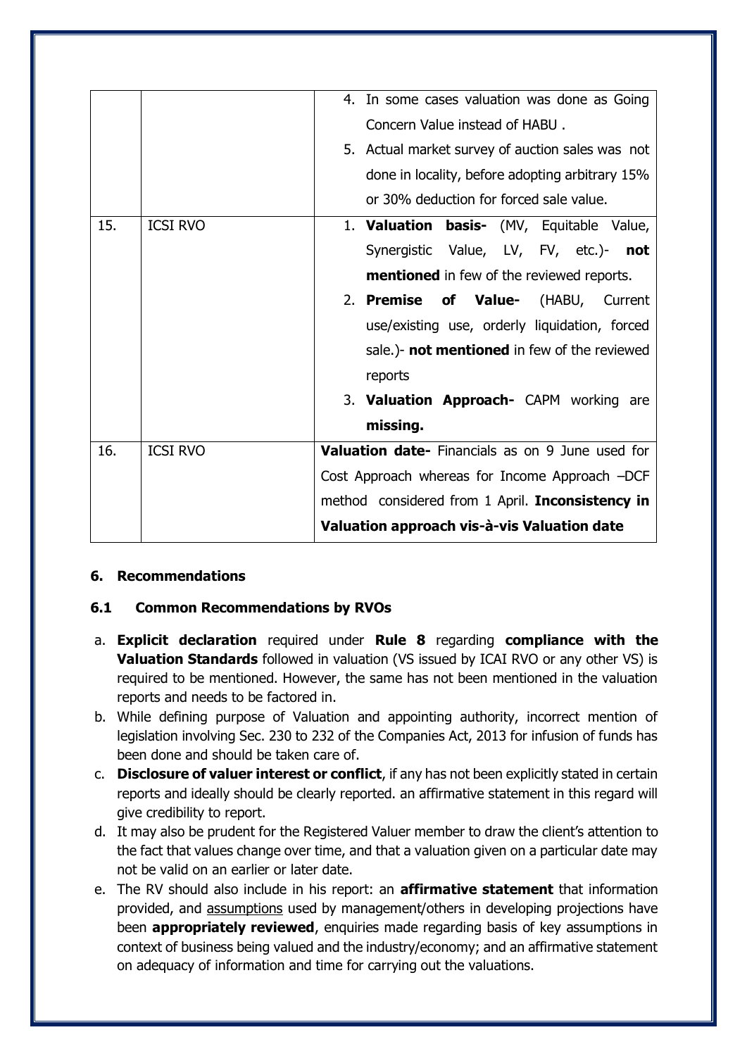| | | |
|---|---|---|
| | | 4. In some cases valuation was done as Going Concern Value instead of HABU .<br>5. Actual market survey of auction sales was not done in locality, before adopting arbitrary 15% or 30% deduction for forced sale value. |
| 15. | ICSI RVO | 1. **Valuation basis-** (MV, Equitable Value, Synergistic Value, LV, FV, etc.)- **not mentioned** in few of the reviewed reports.<br>2. **Premise of Value-** (HABU, Current use/existing use, orderly liquidation, forced sale.)- **not mentioned** in few of the reviewed reports<br>3. **Valuation Approach-** CAPM working are **missing.** |
| 16. | ICSI RVO | **Valuation date-** Financials as on 9 June used for Cost Approach whereas for Income Approach –DCF method considered from 1 April. **Inconsistency in Valuation approach vis-à-vis Valuation date** |

## 6. Recommendations

### 6.1 Common Recommendations by RVOs

a. **Explicit declaration** required under **Rule 8** regarding **compliance with the Valuation Standards** followed in valuation (VS issued by ICAI RVO or any other VS) is required to be mentioned. However, the same has not been mentioned in the valuation reports and needs to be factored in.

b. While defining purpose of Valuation and appointing authority, incorrect mention of legislation involving Sec. 230 to 232 of the Companies Act, 2013 for infusion of funds has been done and should be taken care of.

c. **Disclosure of valuer interest or conflict**, if any has not been explicitly stated in certain reports and ideally should be clearly reported. an affirmative statement in this regard will give credibility to report.

d. It may also be prudent for the Registered Valuer member to draw the client's attention to the fact that values change over time, and that a valuation given on a particular date may not be valid on an earlier or later date.

e. The RV should also include in his report: an **affirmative statement** that information provided, and assumptions used by management/others in developing projections have been **appropriately reviewed**, enquiries made regarding basis of key assumptions in context of business being valued and the industry/economy; and an affirmative statement on adequacy of information and time for carrying out the valuations.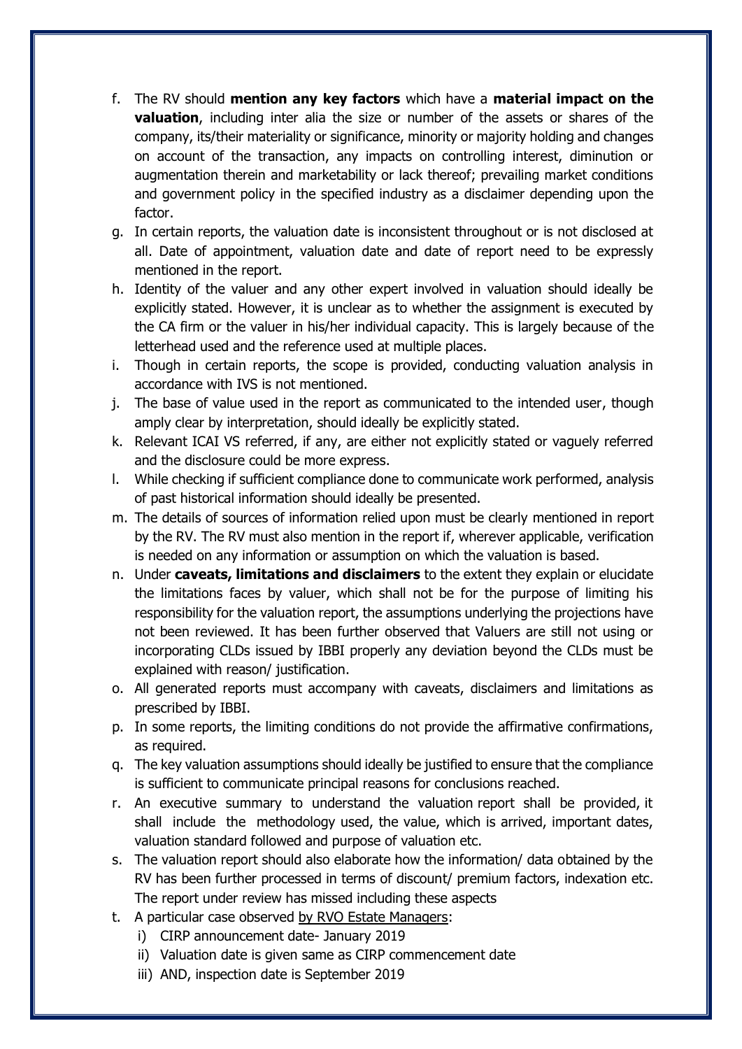f. The RV should **mention any key factors** which have a **material impact on the valuation**, including inter alia the size or number of the assets or shares of the company, its/their materiality or significance, minority or majority holding and changes on account of the transaction, any impacts on controlling interest, diminution or augmentation therein and marketability or lack thereof; prevailing market conditions and government policy in the specified industry as a disclaimer depending upon the factor.
g. In certain reports, the valuation date is inconsistent throughout or is not disclosed at all. Date of appointment, valuation date and date of report need to be expressly mentioned in the report.
h. Identity of the valuer and any other expert involved in valuation should ideally be explicitly stated. However, it is unclear as to whether the assignment is executed by the CA firm or the valuer in his/her individual capacity. This is largely because of the letterhead used and the reference used at multiple places.
i. Though in certain reports, the scope is provided, conducting valuation analysis in accordance with IVS is not mentioned.
j. The base of value used in the report as communicated to the intended user, though amply clear by interpretation, should ideally be explicitly stated.
k. Relevant ICAI VS referred, if any, are either not explicitly stated or vaguely referred and the disclosure could be more express.
l. While checking if sufficient compliance done to communicate work performed, analysis of past historical information should ideally be presented.
m. The details of sources of information relied upon must be clearly mentioned in report by the RV. The RV must also mention in the report if, wherever applicable, verification is needed on any information or assumption on which the valuation is based.
n. Under **caveats, limitations and disclaimers** to the extent they explain or elucidate the limitations faces by valuer, which shall not be for the purpose of limiting his responsibility for the valuation report, the assumptions underlying the projections have not been reviewed. It has been further observed that Valuers are still not using or incorporating CLDs issued by IBBI properly any deviation beyond the CLDs must be explained with reason/ justification.
o. All generated reports must accompany with caveats, disclaimers and limitations as prescribed by IBBI.
p. In some reports, the limiting conditions do not provide the affirmative confirmations, as required.
q. The key valuation assumptions should ideally be justified to ensure that the compliance is sufficient to communicate principal reasons for conclusions reached.
r. An executive summary to understand the valuation report shall be provided, it shall include the methodology used, the value, which is arrived, important dates, valuation standard followed and purpose of valuation etc.
s. The valuation report should also elaborate how the information/ data obtained by the RV has been further processed in terms of discount/ premium factors, indexation etc. The report under review has missed including these aspects
t. A particular case observed by RVO Estate Managers:
   i) CIRP announcement date- January 2019
   ii) Valuation date is given same as CIRP commencement date
   iii) AND, inspection date is September 2019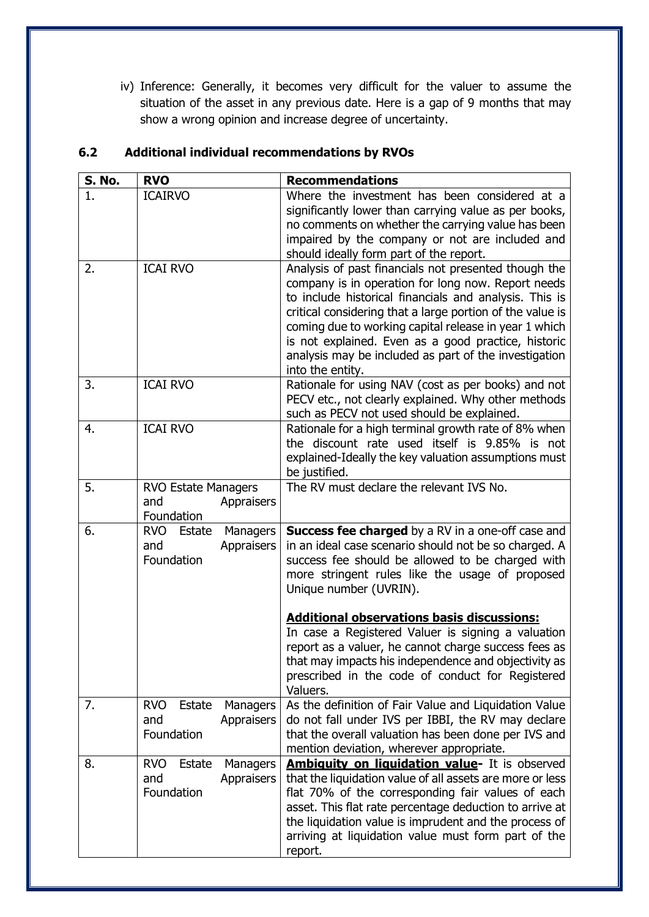iv) Inference: Generally, it becomes very difficult for the valuer to assume the situation of the asset in any previous date. Here is a gap of 9 months that may show a wrong opinion and increase degree of uncertainty.

## 6.2 Additional individual recommendations by RVOs

| S. No. | RVO | Recommendations |
|---|---|---|
| 1. | ICAIRVO | Where the investment has been considered at a significantly lower than carrying value as per books, no comments on whether the carrying value has been impaired by the company or not are included and should ideally form part of the report. |
| 2. | ICAI RVO | Analysis of past financials not presented though the company is in operation for long now. Report needs to include historical financials and analysis. This is critical considering that a large portion of the value is coming due to working capital release in year 1 which is not explained. Even as a good practice, historic analysis may be included as part of the investigation into the entity. |
| 3. | ICAI RVO | Rationale for using NAV (cost as per books) and not PECV etc., not clearly explained. Why other methods such as PECV not used should be explained. |
| 4. | ICAI RVO | Rationale for a high terminal growth rate of 8% when the discount rate used itself is 9.85% is not explained-Ideally the key valuation assumptions must be justified. |
| 5. | RVO Estate Managers and Appraisers Foundation | The RV must declare the relevant IVS No. |
| 6. | RVO Estate Managers and Appraisers Foundation | **Success fee charged** by a RV in a one-off case and in an ideal case scenario should not be so charged. A success fee should be allowed to be charged with more stringent rules like the usage of proposed Unique number (UVRIN).<br><br>**<u>Additional observations basis discussions:</u>**<br>In case a Registered Valuer is signing a valuation report as a valuer, he cannot charge success fees as that may impacts his independence and objectivity as prescribed in the code of conduct for Registered Valuers. |
| 7. | RVO Estate Managers and Appraisers Foundation | As the definition of Fair Value and Liquidation Value do not fall under IVS per IBBI, the RV may declare that the overall valuation has been done per IVS and mention deviation, wherever appropriate. |
| 8. | RVO Estate Managers and Appraisers Foundation | **<u>Ambiguity on liquidation value</u>-** It is observed that the liquidation value of all assets are more or less flat 70% of the corresponding fair values of each asset. This flat rate percentage deduction to arrive at the liquidation value is imprudent and the process of arriving at liquidation value must form part of the report. |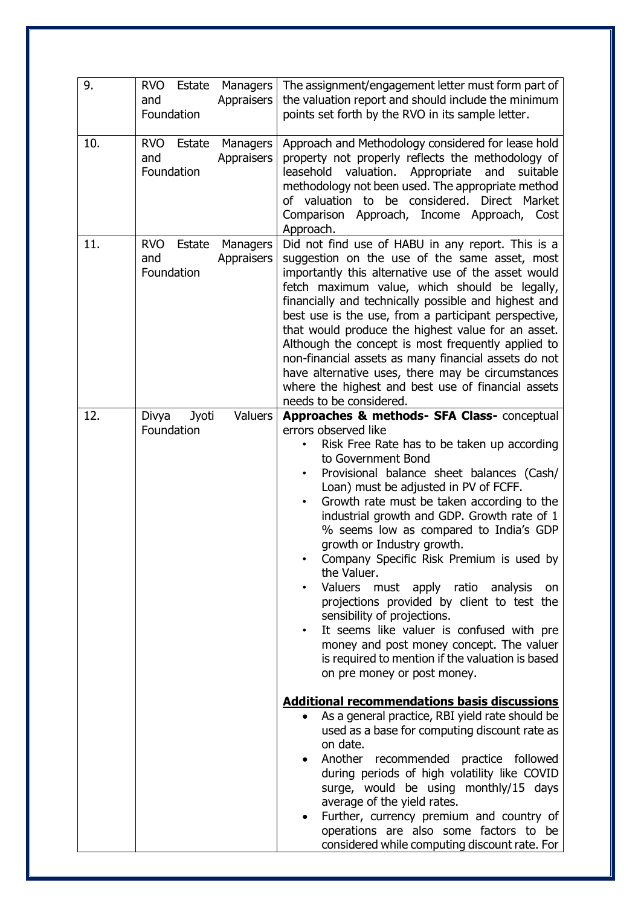| | | |
|---|---|---|
| 9. | RVO Estate Managers and Appraisers Foundation | The assignment/engagement letter must form part of the valuation report and should include the minimum points set forth by the RVO in its sample letter. |
| 10. | RVO Estate Managers and Appraisers Foundation | Approach and Methodology considered for lease hold property not properly reflects the methodology of leasehold valuation. Appropriate and suitable methodology not been used. The appropriate method of valuation to be considered. Direct Market Comparison Approach, Income Approach, Cost Approach. |
| 11. | RVO Estate Managers and Appraisers Foundation | Did not find use of HABU in any report. This is a suggestion on the use of the same asset, most importantly this alternative use of the asset would fetch maximum value, which should be legally, financially and technically possible and highest and best use is the use, from a participant perspective, that would produce the highest value for an asset. Although the concept is most frequently applied to non-financial assets as many financial assets do not have alternative uses, there may be circumstances where the highest and best use of financial assets needs to be considered. |
| 12. | Divya Jyoti Valuers Foundation | **Approaches & methods- SFA Class-** conceptual errors observed like<br>• Risk Free Rate has to be taken up according to Government Bond<br>• Provisional balance sheet balances (Cash/ Loan) must be adjusted in PV of FCFF.<br>• Growth rate must be taken according to the industrial growth and GDP. Growth rate of 1 % seems low as compared to India's GDP growth or Industry growth.<br>• Company Specific Risk Premium is used by the Valuer.<br>• Valuers must apply ratio analysis on projections provided by client to test the sensibility of projections.<br>• It seems like valuer is confused with pre money and post money concept. The valuer is required to mention if the valuation is based on pre money or post money.<br><br>**<u>Additional recommendations basis discussions</u>**<br>• As a general practice, RBI yield rate should be used as a base for computing discount rate as on date.<br>• Another recommended practice followed during periods of high volatility like COVID surge, would be using monthly/15 days average of the yield rates.<br>• Further, currency premium and country of operations are also some factors to be considered while computing discount rate. For |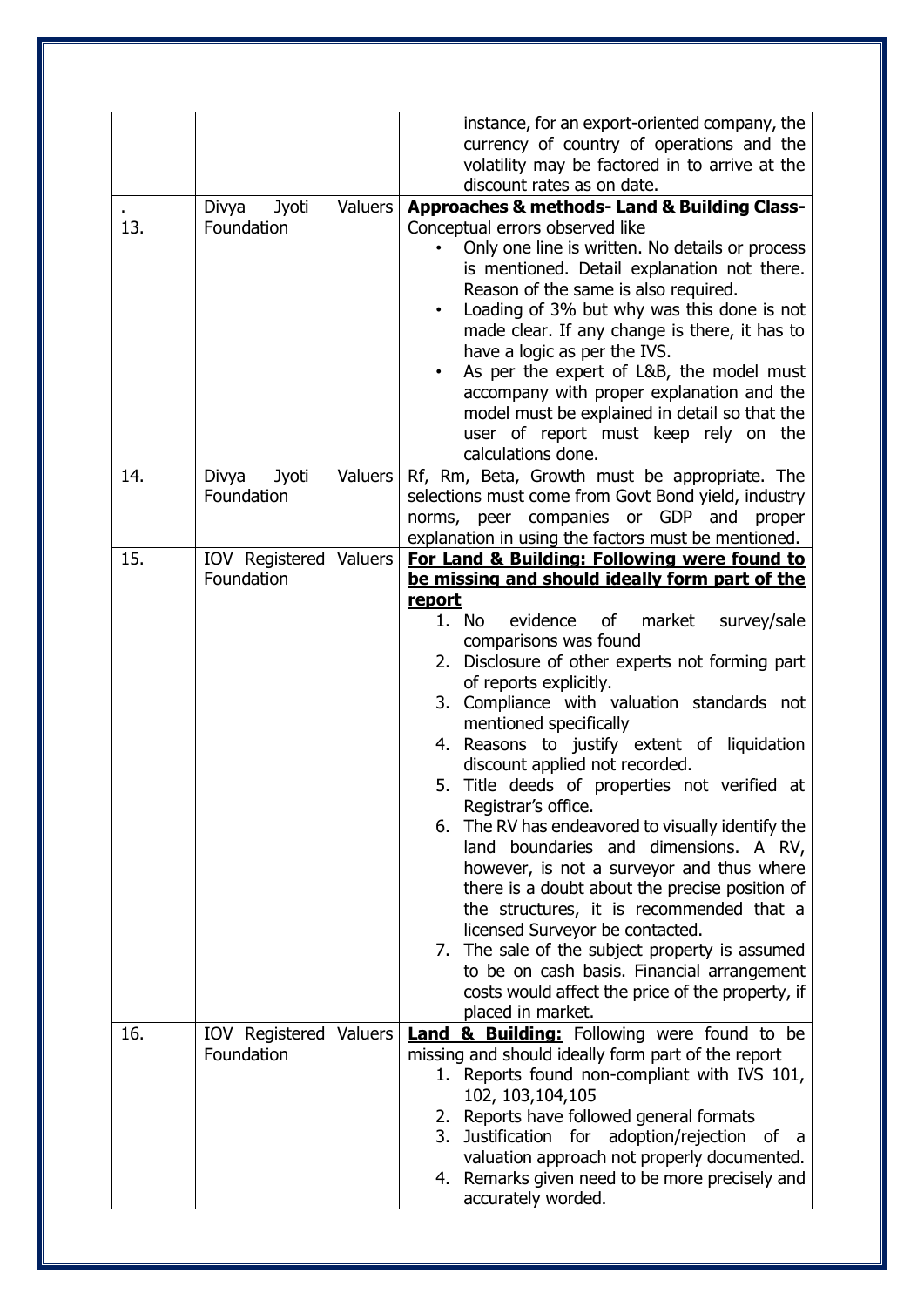| | | |
|---|---|---|
| | | instance, for an export-oriented company, the currency of country of operations and the volatility may be factored in to arrive at the discount rates as on date. |
| . 13. | Divya Jyoti Valuers Foundation | **Approaches & methods- Land & Building Class-** Conceptual errors observed like<br>• Only one line is written. No details or process is mentioned. Detail explanation not there. Reason of the same is also required.<br>• Loading of 3% but why was this done is not made clear. If any change is there, it has to have a logic as per the IVS.<br>• As per the expert of L&B, the model must accompany with proper explanation and the model must be explained in detail so that the user of report must keep rely on the calculations done. |
| 14. | Divya Jyoti Valuers Foundation | Rf, Rm, Beta, Growth must be appropriate. The selections must come from Govt Bond yield, industry norms, peer companies or GDP and proper explanation in using the factors must be mentioned. |
| 15. | IOV Registered Valuers Foundation | **<u>For Land & Building: Following were found to be missing and should ideally form part of the report</u>**<br>1. No evidence of market survey/sale comparisons was found<br>2. Disclosure of other experts not forming part of reports explicitly.<br>3. Compliance with valuation standards not mentioned specifically<br>4. Reasons to justify extent of liquidation discount applied not recorded.<br>5. Title deeds of properties not verified at Registrar's office.<br>6. The RV has endeavored to visually identify the land boundaries and dimensions. A RV, however, is not a surveyor and thus where there is a doubt about the precise position of the structures, it is recommended that a licensed Surveyor be contacted.<br>7. The sale of the subject property is assumed to be on cash basis. Financial arrangement costs would affect the price of the property, if placed in market. |
| 16. | IOV Registered Valuers Foundation | **<u>Land & Building:</u>** Following were found to be missing and should ideally form part of the report<br>1. Reports found non-compliant with IVS 101, 102, 103,104,105<br>2. Reports have followed general formats<br>3. Justification for adoption/rejection of a valuation approach not properly documented.<br>4. Remarks given need to be more precisely and accurately worded. |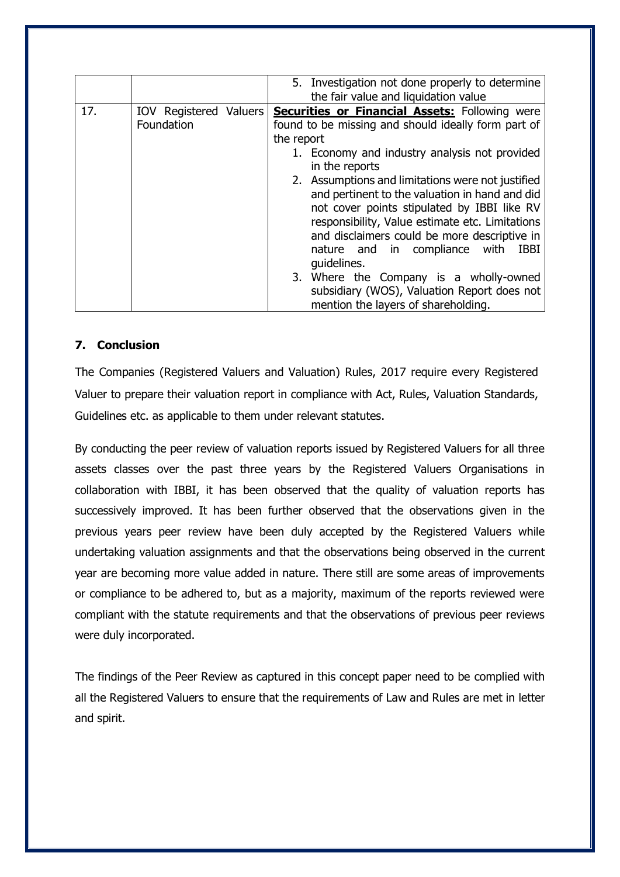| | | |
|---|---|---|
| | | 5. Investigation not done properly to determine the fair value and liquidation value |
| 17. | IOV Registered Valuers Foundation | **Securities or Financial Assets:** Following were found to be missing and should ideally form part of the report<br>1. Economy and industry analysis not provided in the reports<br>2. Assumptions and limitations were not justified and pertinent to the valuation in hand and did not cover points stipulated by IBBI like RV responsibility, Value estimate etc. Limitations and disclaimers could be more descriptive in nature and in compliance with IBBI guidelines.<br>3. Where the Company is a wholly-owned subsidiary (WOS), Valuation Report does not mention the layers of shareholding. |

## 7. Conclusion

The Companies (Registered Valuers and Valuation) Rules, 2017 require every Registered Valuer to prepare their valuation report in compliance with Act, Rules, Valuation Standards, Guidelines etc. as applicable to them under relevant statutes.

By conducting the peer review of valuation reports issued by Registered Valuers for all three assets classes over the past three years by the Registered Valuers Organisations in collaboration with IBBI, it has been observed that the quality of valuation reports has successively improved. It has been further observed that the observations given in the previous years peer review have been duly accepted by the Registered Valuers while undertaking valuation assignments and that the observations being observed in the current year are becoming more value added in nature. There still are some areas of improvements or compliance to be adhered to, but as a majority, maximum of the reports reviewed were compliant with the statute requirements and that the observations of previous peer reviews were duly incorporated.

The findings of the Peer Review as captured in this concept paper need to be complied with all the Registered Valuers to ensure that the requirements of Law and Rules are met in letter and spirit.